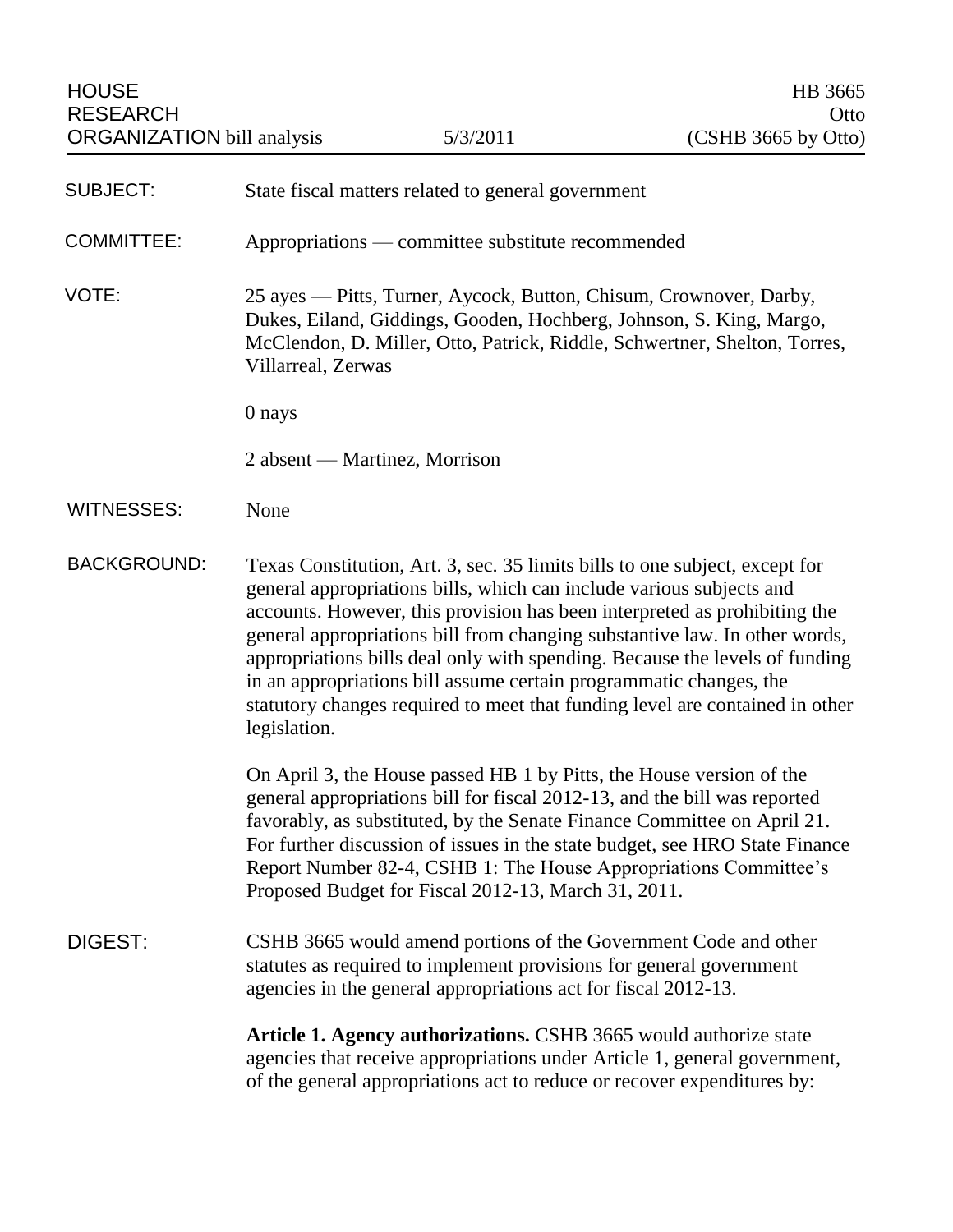HOUSE RESEARCH ORGANIZATION bill analysis — 5/3/2011

HB 3665
Otto
(CSHB 3665 by Otto)

**SUBJECT:** State fiscal matters related to general government

**COMMITTEE:** Appropriations — committee substitute recommended

**VOTE:** 25 ayes — Pitts, Turner, Aycock, Button, Chisum, Crownover, Darby, Dukes, Eiland, Giddings, Gooden, Hochberg, Johnson, S. King, Margo, McClendon, D. Miller, Otto, Patrick, Riddle, Schwertner, Shelton, Torres, Villarreal, Zerwas

0 nays

2 absent — Martinez, Morrison

**WITNESSES:** None

**BACKGROUND:** Texas Constitution, Art. 3, sec. 35 limits bills to one subject, except for general appropriations bills, which can include various subjects and accounts. However, this provision has been interpreted as prohibiting the general appropriations bill from changing substantive law. In other words, appropriations bills deal only with spending. Because the levels of funding in an appropriations bill assume certain programmatic changes, the statutory changes required to meet that funding level are contained in other legislation.

On April 3, the House passed HB 1 by Pitts, the House version of the general appropriations bill for fiscal 2012-13, and the bill was reported favorably, as substituted, by the Senate Finance Committee on April 21. For further discussion of issues in the state budget, see HRO State Finance Report Number 82-4, CSHB 1: The House Appropriations Committee's Proposed Budget for Fiscal 2012-13, March 31, 2011.

**DIGEST:** CSHB 3665 would amend portions of the Government Code and other statutes as required to implement provisions for general government agencies in the general appropriations act for fiscal 2012-13.

**Article 1. Agency authorizations.** CSHB 3665 would authorize state agencies that receive appropriations under Article 1, general government, of the general appropriations act to reduce or recover expenditures by: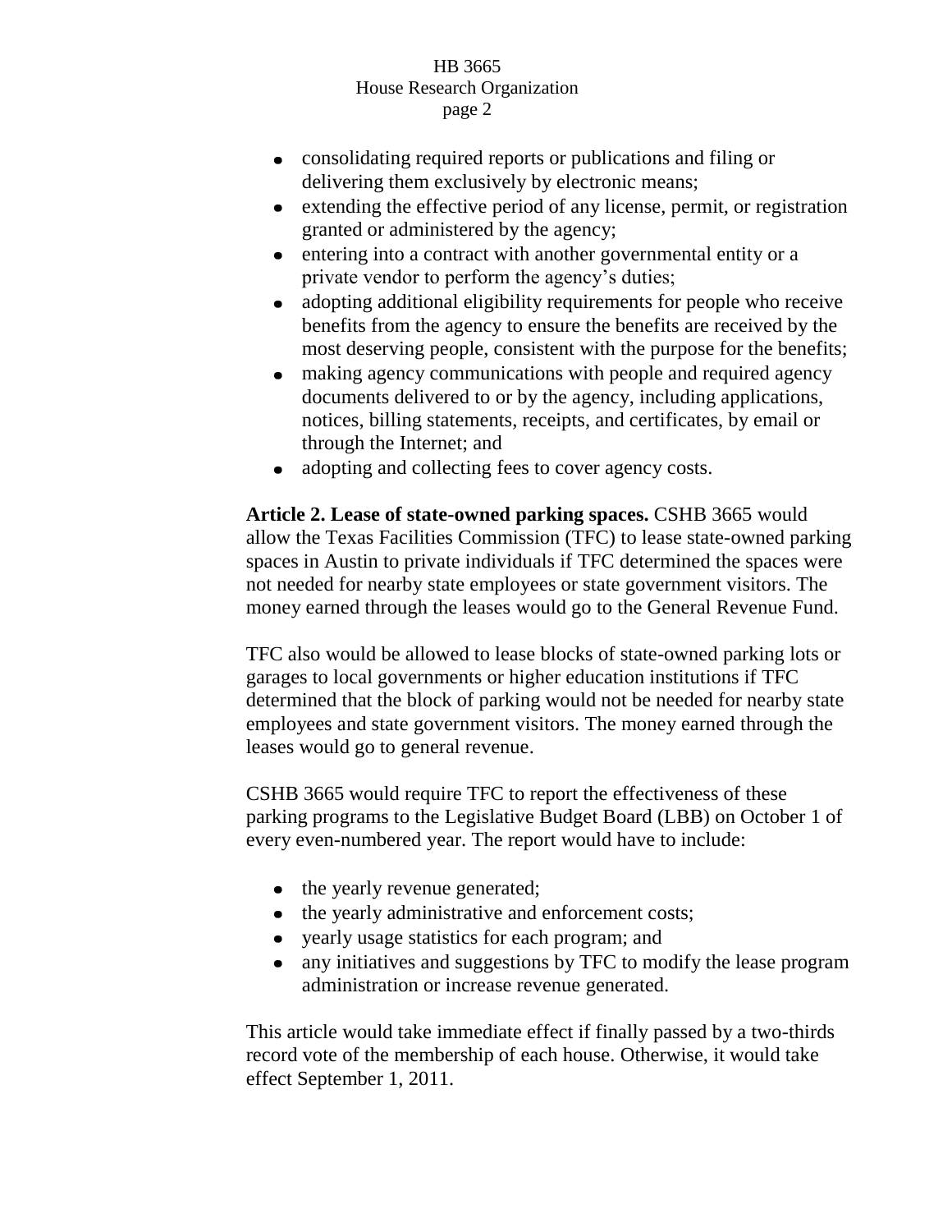- consolidating required reports or publications and filing or delivering them exclusively by electronic means;
- extending the effective period of any license, permit, or registration granted or administered by the agency;
- entering into a contract with another governmental entity or a private vendor to perform the agency's duties;
- adopting additional eligibility requirements for people who receive benefits from the agency to ensure the benefits are received by the most deserving people, consistent with the purpose for the benefits;
- making agency communications with people and required agency documents delivered to or by the agency, including applications, notices, billing statements, receipts, and certificates, by email or through the Internet; and
- adopting and collecting fees to cover agency costs.

**Article 2. Lease of state-owned parking spaces.** CSHB 3665 would allow the Texas Facilities Commission (TFC) to lease state-owned parking spaces in Austin to private individuals if TFC determined the spaces were not needed for nearby state employees or state government visitors. The money earned through the leases would go to the General Revenue Fund.

TFC also would be allowed to lease blocks of state-owned parking lots or garages to local governments or higher education institutions if TFC determined that the block of parking would not be needed for nearby state employees and state government visitors. The money earned through the leases would go to general revenue.

CSHB 3665 would require TFC to report the effectiveness of these parking programs to the Legislative Budget Board (LBB) on October 1 of every even-numbered year. The report would have to include:

- the yearly revenue generated;
- the yearly administrative and enforcement costs;
- yearly usage statistics for each program; and
- any initiatives and suggestions by TFC to modify the lease program administration or increase revenue generated.

This article would take immediate effect if finally passed by a two-thirds record vote of the membership of each house. Otherwise, it would take effect September 1, 2011.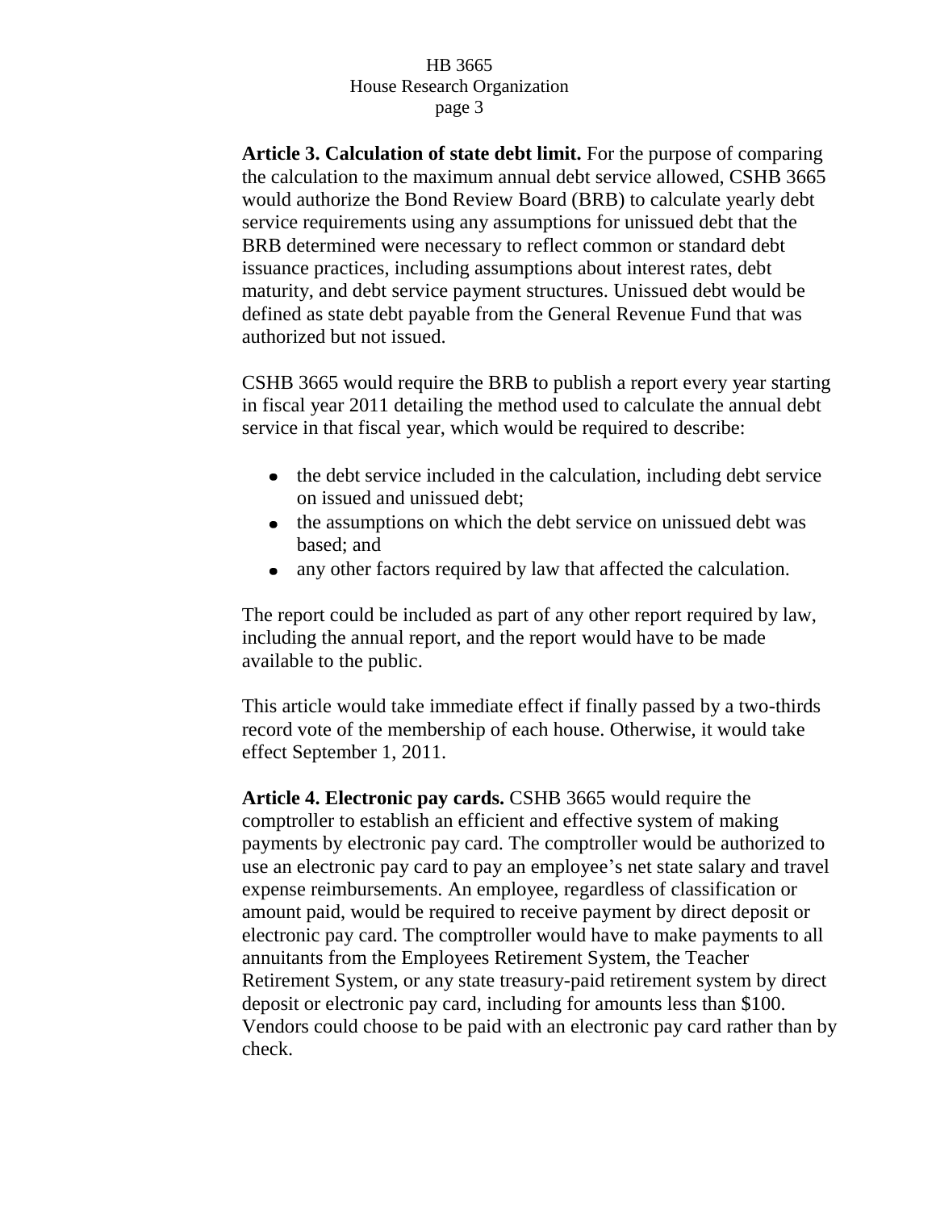**Article 3. Calculation of state debt limit.** For the purpose of comparing the calculation to the maximum annual debt service allowed, CSHB 3665 would authorize the Bond Review Board (BRB) to calculate yearly debt service requirements using any assumptions for unissued debt that the BRB determined were necessary to reflect common or standard debt issuance practices, including assumptions about interest rates, debt maturity, and debt service payment structures. Unissued debt would be defined as state debt payable from the General Revenue Fund that was authorized but not issued.

CSHB 3665 would require the BRB to publish a report every year starting in fiscal year 2011 detailing the method used to calculate the annual debt service in that fiscal year, which would be required to describe:

- the debt service included in the calculation, including debt service on issued and unissued debt;
- the assumptions on which the debt service on unissued debt was based; and
- any other factors required by law that affected the calculation.

The report could be included as part of any other report required by law, including the annual report, and the report would have to be made available to the public.

This article would take immediate effect if finally passed by a two-thirds record vote of the membership of each house. Otherwise, it would take effect September 1, 2011.

**Article 4. Electronic pay cards.** CSHB 3665 would require the comptroller to establish an efficient and effective system of making payments by electronic pay card. The comptroller would be authorized to use an electronic pay card to pay an employee's net state salary and travel expense reimbursements. An employee, regardless of classification or amount paid, would be required to receive payment by direct deposit or electronic pay card. The comptroller would have to make payments to all annuitants from the Employees Retirement System, the Teacher Retirement System, or any state treasury-paid retirement system by direct deposit or electronic pay card, including for amounts less than $100. Vendors could choose to be paid with an electronic pay card rather than by check.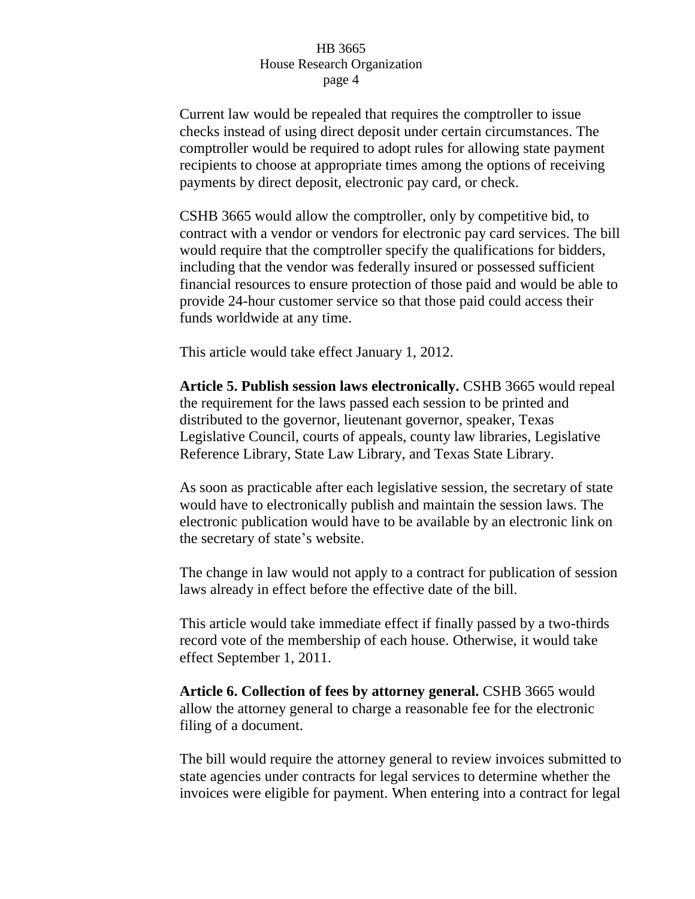Current law would be repealed that requires the comptroller to issue checks instead of using direct deposit under certain circumstances. The comptroller would be required to adopt rules for allowing state payment recipients to choose at appropriate times among the options of receiving payments by direct deposit, electronic pay card, or check.

CSHB 3665 would allow the comptroller, only by competitive bid, to contract with a vendor or vendors for electronic pay card services. The bill would require that the comptroller specify the qualifications for bidders, including that the vendor was federally insured or possessed sufficient financial resources to ensure protection of those paid and would be able to provide 24-hour customer service so that those paid could access their funds worldwide at any time.

This article would take effect January 1, 2012.

**Article 5. Publish session laws electronically.** CSHB 3665 would repeal the requirement for the laws passed each session to be printed and distributed to the governor, lieutenant governor, speaker, Texas Legislative Council, courts of appeals, county law libraries, Legislative Reference Library, State Law Library, and Texas State Library.

As soon as practicable after each legislative session, the secretary of state would have to electronically publish and maintain the session laws. The electronic publication would have to be available by an electronic link on the secretary of state's website.

The change in law would not apply to a contract for publication of session laws already in effect before the effective date of the bill.

This article would take immediate effect if finally passed by a two-thirds record vote of the membership of each house. Otherwise, it would take effect September 1, 2011.

**Article 6. Collection of fees by attorney general.** CSHB 3665 would allow the attorney general to charge a reasonable fee for the electronic filing of a document.

The bill would require the attorney general to review invoices submitted to state agencies under contracts for legal services to determine whether the invoices were eligible for payment. When entering into a contract for legal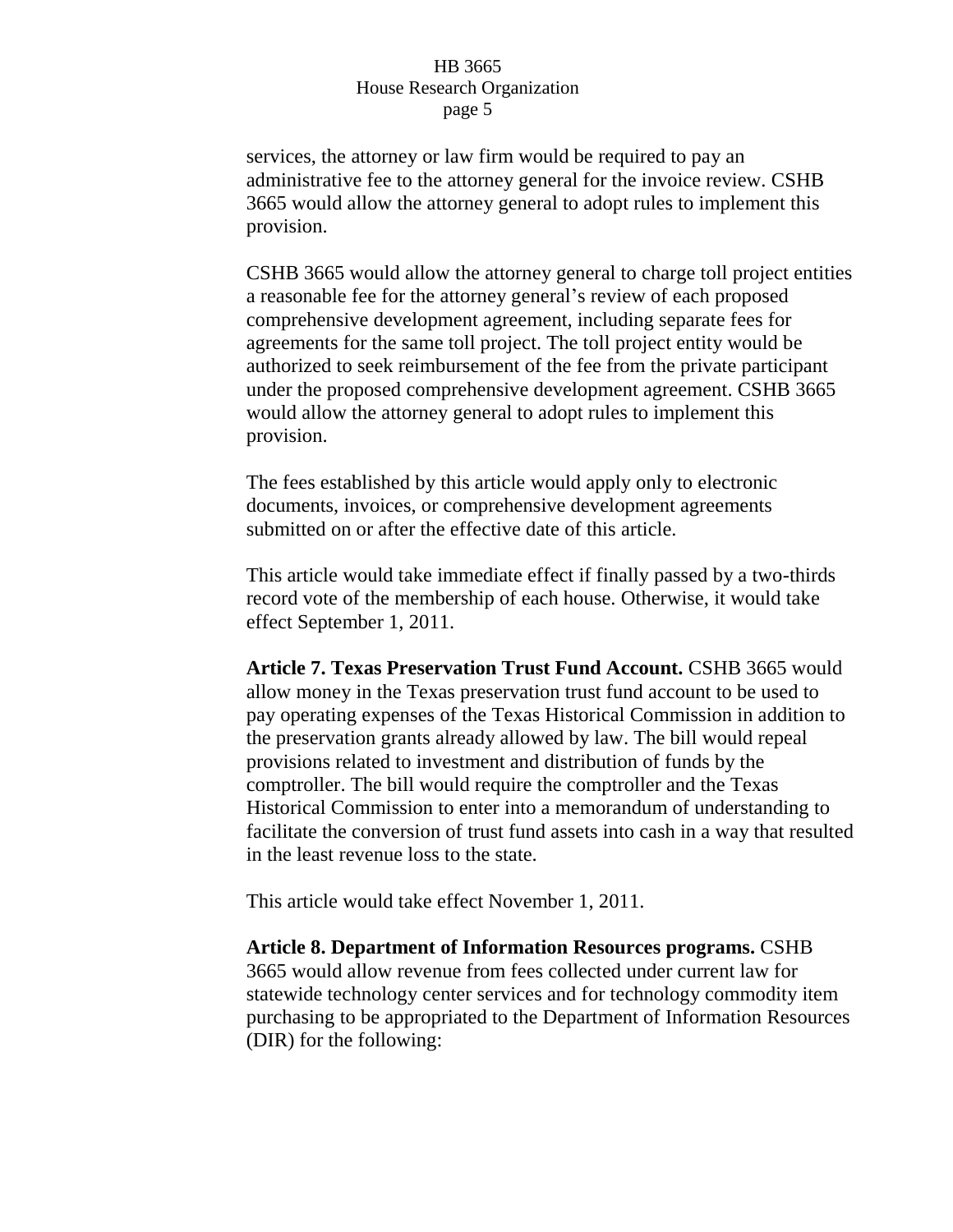services, the attorney or law firm would be required to pay an administrative fee to the attorney general for the invoice review. CSHB 3665 would allow the attorney general to adopt rules to implement this provision.

CSHB 3665 would allow the attorney general to charge toll project entities a reasonable fee for the attorney general's review of each proposed comprehensive development agreement, including separate fees for agreements for the same toll project. The toll project entity would be authorized to seek reimbursement of the fee from the private participant under the proposed comprehensive development agreement. CSHB 3665 would allow the attorney general to adopt rules to implement this provision.

The fees established by this article would apply only to electronic documents, invoices, or comprehensive development agreements submitted on or after the effective date of this article.

This article would take immediate effect if finally passed by a two-thirds record vote of the membership of each house. Otherwise, it would take effect September 1, 2011.

**Article 7. Texas Preservation Trust Fund Account.** CSHB 3665 would allow money in the Texas preservation trust fund account to be used to pay operating expenses of the Texas Historical Commission in addition to the preservation grants already allowed by law. The bill would repeal provisions related to investment and distribution of funds by the comptroller. The bill would require the comptroller and the Texas Historical Commission to enter into a memorandum of understanding to facilitate the conversion of trust fund assets into cash in a way that resulted in the least revenue loss to the state.

This article would take effect November 1, 2011.

**Article 8. Department of Information Resources programs.** CSHB 3665 would allow revenue from fees collected under current law for statewide technology center services and for technology commodity item purchasing to be appropriated to the Department of Information Resources (DIR) for the following: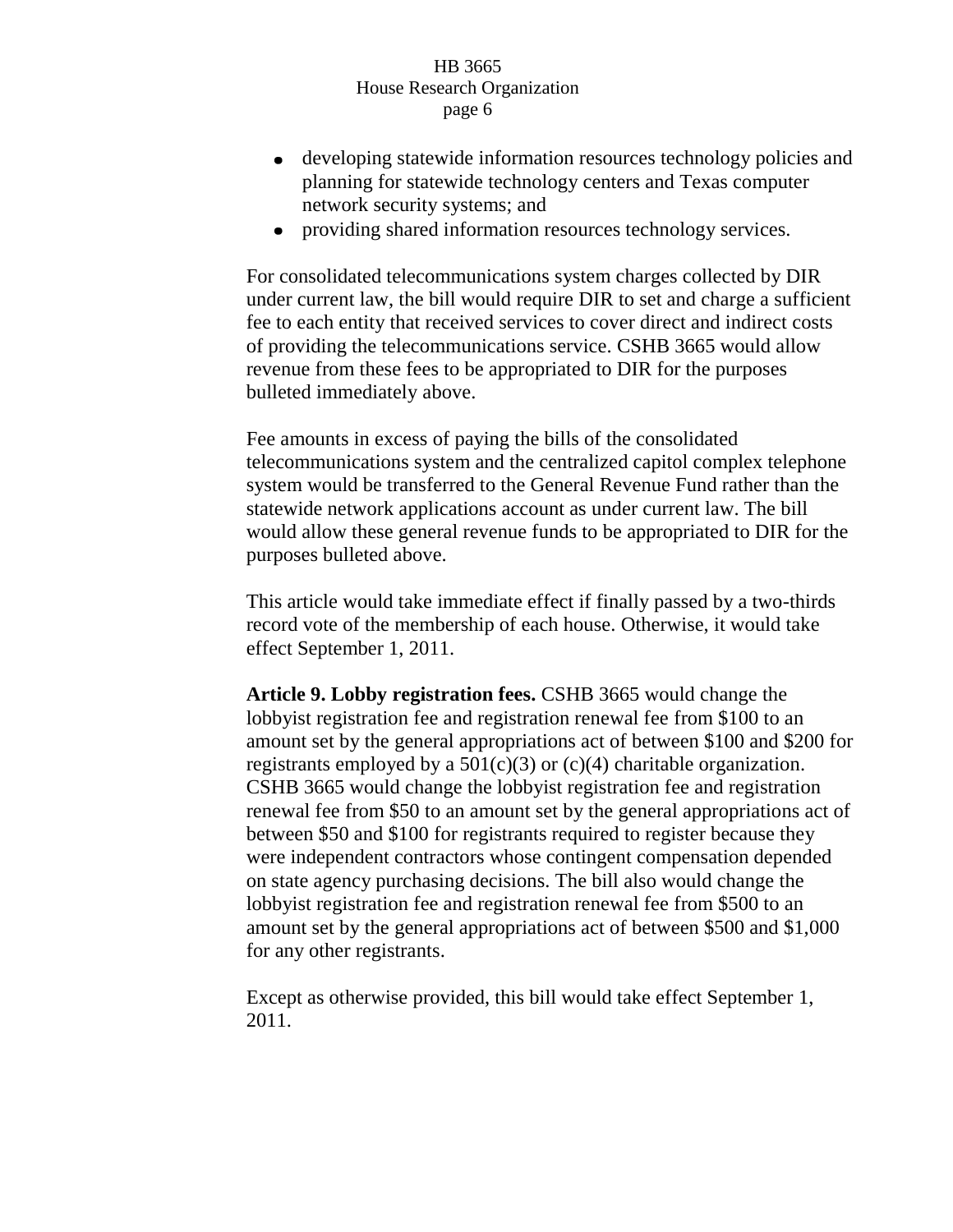- developing statewide information resources technology policies and planning for statewide technology centers and Texas computer network security systems; and
- providing shared information resources technology services.

For consolidated telecommunications system charges collected by DIR under current law, the bill would require DIR to set and charge a sufficient fee to each entity that received services to cover direct and indirect costs of providing the telecommunications service. CSHB 3665 would allow revenue from these fees to be appropriated to DIR for the purposes bulleted immediately above.

Fee amounts in excess of paying the bills of the consolidated telecommunications system and the centralized capitol complex telephone system would be transferred to the General Revenue Fund rather than the statewide network applications account as under current law. The bill would allow these general revenue funds to be appropriated to DIR for the purposes bulleted above.

This article would take immediate effect if finally passed by a two-thirds record vote of the membership of each house. Otherwise, it would take effect September 1, 2011.

**Article 9. Lobby registration fees.** CSHB 3665 would change the lobbyist registration fee and registration renewal fee from $100 to an amount set by the general appropriations act of between $100 and $200 for registrants employed by a 501(c)(3) or (c)(4) charitable organization. CSHB 3665 would change the lobbyist registration fee and registration renewal fee from $50 to an amount set by the general appropriations act of between $50 and $100 for registrants required to register because they were independent contractors whose contingent compensation depended on state agency purchasing decisions. The bill also would change the lobbyist registration fee and registration renewal fee from $500 to an amount set by the general appropriations act of between $500 and $1,000 for any other registrants.

Except as otherwise provided, this bill would take effect September 1, 2011.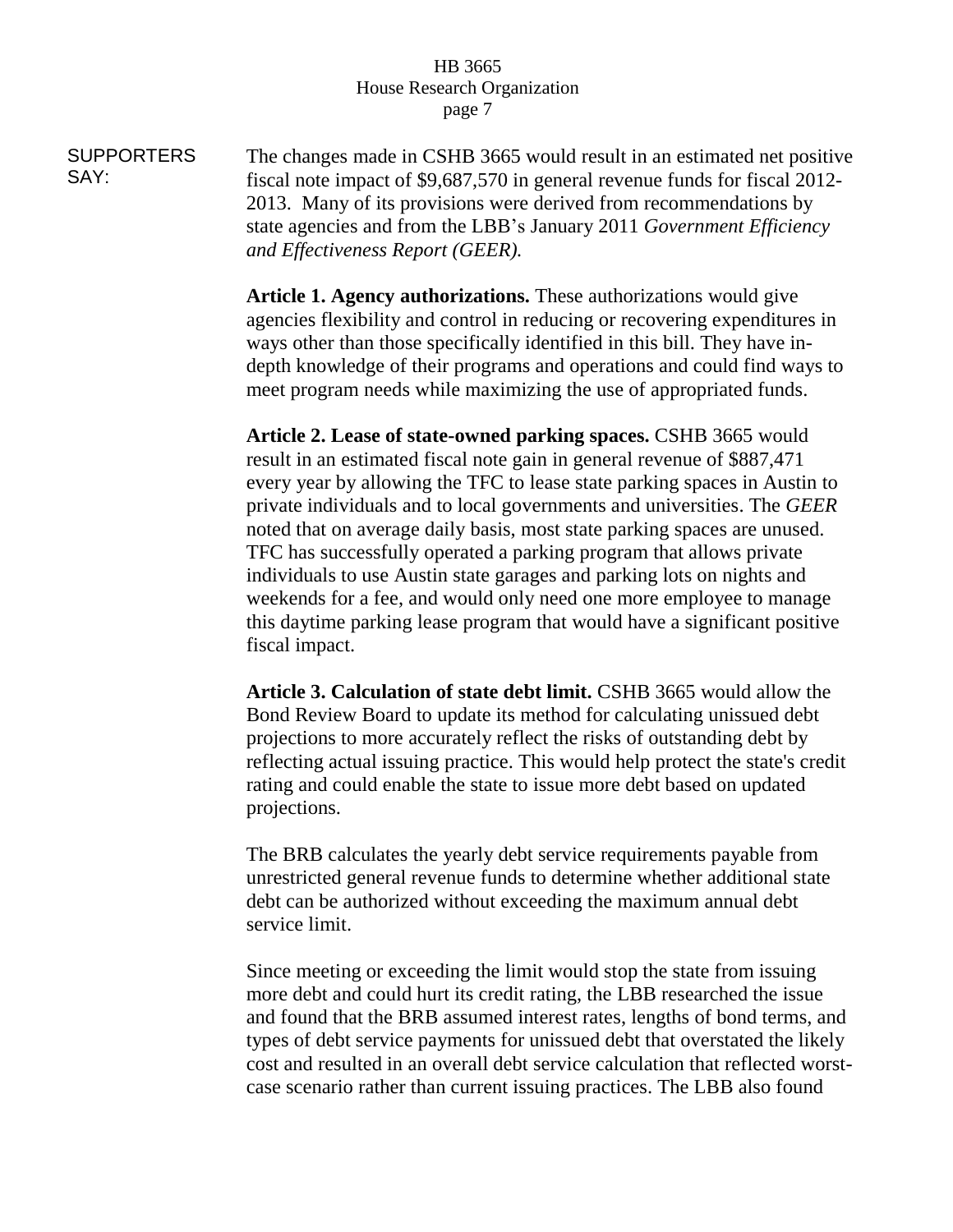SUPPORTERS SAY:

The changes made in CSHB 3665 would result in an estimated net positive fiscal note impact of $9,687,570 in general revenue funds for fiscal 2012-2013. Many of its provisions were derived from recommendations by state agencies and from the LBB's January 2011 *Government Efficiency and Effectiveness Report (GEER).*

**Article 1. Agency authorizations.** These authorizations would give agencies flexibility and control in reducing or recovering expenditures in ways other than those specifically identified in this bill. They have in-depth knowledge of their programs and operations and could find ways to meet program needs while maximizing the use of appropriated funds.

**Article 2. Lease of state-owned parking spaces.** CSHB 3665 would result in an estimated fiscal note gain in general revenue of $887,471 every year by allowing the TFC to lease state parking spaces in Austin to private individuals and to local governments and universities. The *GEER* noted that on average daily basis, most state parking spaces are unused. TFC has successfully operated a parking program that allows private individuals to use Austin state garages and parking lots on nights and weekends for a fee, and would only need one more employee to manage this daytime parking lease program that would have a significant positive fiscal impact.

**Article 3. Calculation of state debt limit.** CSHB 3665 would allow the Bond Review Board to update its method for calculating unissued debt projections to more accurately reflect the risks of outstanding debt by reflecting actual issuing practice. This would help protect the state's credit rating and could enable the state to issue more debt based on updated projections.

The BRB calculates the yearly debt service requirements payable from unrestricted general revenue funds to determine whether additional state debt can be authorized without exceeding the maximum annual debt service limit.

Since meeting or exceeding the limit would stop the state from issuing more debt and could hurt its credit rating, the LBB researched the issue and found that the BRB assumed interest rates, lengths of bond terms, and types of debt service payments for unissued debt that overstated the likely cost and resulted in an overall debt service calculation that reflected worst-case scenario rather than current issuing practices. The LBB also found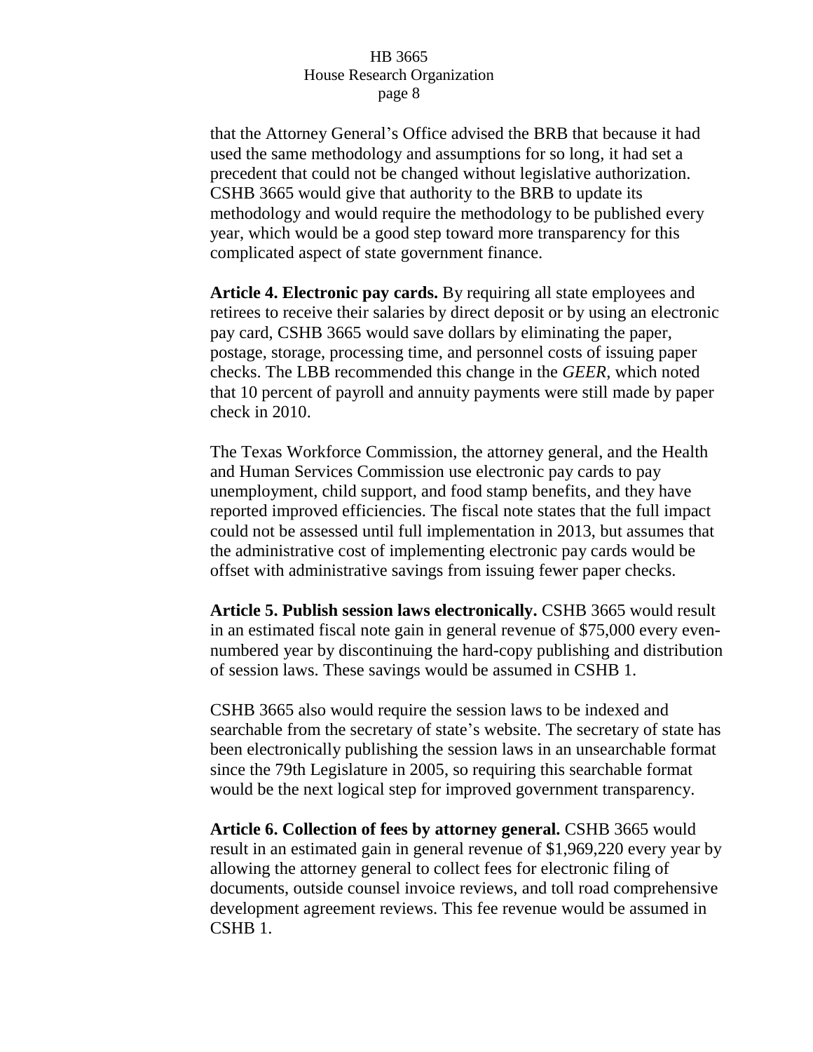that the Attorney General's Office advised the BRB that because it had used the same methodology and assumptions for so long, it had set a precedent that could not be changed without legislative authorization. CSHB 3665 would give that authority to the BRB to update its methodology and would require the methodology to be published every year, which would be a good step toward more transparency for this complicated aspect of state government finance.

**Article 4. Electronic pay cards.** By requiring all state employees and retirees to receive their salaries by direct deposit or by using an electronic pay card, CSHB 3665 would save dollars by eliminating the paper, postage, storage, processing time, and personnel costs of issuing paper checks. The LBB recommended this change in the *GEER*, which noted that 10 percent of payroll and annuity payments were still made by paper check in 2010.

The Texas Workforce Commission, the attorney general, and the Health and Human Services Commission use electronic pay cards to pay unemployment, child support, and food stamp benefits, and they have reported improved efficiencies. The fiscal note states that the full impact could not be assessed until full implementation in 2013, but assumes that the administrative cost of implementing electronic pay cards would be offset with administrative savings from issuing fewer paper checks.

**Article 5. Publish session laws electronically.** CSHB 3665 would result in an estimated fiscal note gain in general revenue of $75,000 every even-numbered year by discontinuing the hard-copy publishing and distribution of session laws. These savings would be assumed in CSHB 1.

CSHB 3665 also would require the session laws to be indexed and searchable from the secretary of state's website. The secretary of state has been electronically publishing the session laws in an unsearchable format since the 79th Legislature in 2005, so requiring this searchable format would be the next logical step for improved government transparency.

**Article 6. Collection of fees by attorney general.** CSHB 3665 would result in an estimated gain in general revenue of $1,969,220 every year by allowing the attorney general to collect fees for electronic filing of documents, outside counsel invoice reviews, and toll road comprehensive development agreement reviews. This fee revenue would be assumed in CSHB 1.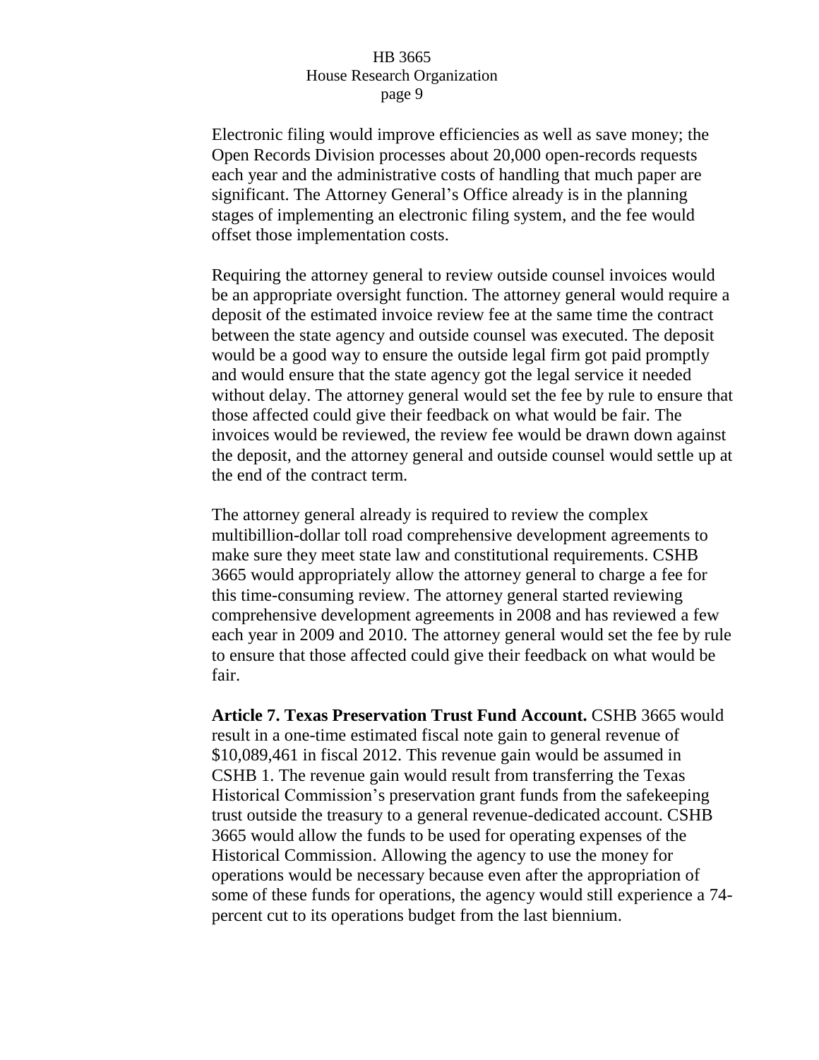Electronic filing would improve efficiencies as well as save money; the Open Records Division processes about 20,000 open-records requests each year and the administrative costs of handling that much paper are significant. The Attorney General's Office already is in the planning stages of implementing an electronic filing system, and the fee would offset those implementation costs.

Requiring the attorney general to review outside counsel invoices would be an appropriate oversight function. The attorney general would require a deposit of the estimated invoice review fee at the same time the contract between the state agency and outside counsel was executed. The deposit would be a good way to ensure the outside legal firm got paid promptly and would ensure that the state agency got the legal service it needed without delay. The attorney general would set the fee by rule to ensure that those affected could give their feedback on what would be fair. The invoices would be reviewed, the review fee would be drawn down against the deposit, and the attorney general and outside counsel would settle up at the end of the contract term.

The attorney general already is required to review the complex multibillion-dollar toll road comprehensive development agreements to make sure they meet state law and constitutional requirements. CSHB 3665 would appropriately allow the attorney general to charge a fee for this time-consuming review. The attorney general started reviewing comprehensive development agreements in 2008 and has reviewed a few each year in 2009 and 2010. The attorney general would set the fee by rule to ensure that those affected could give their feedback on what would be fair.

**Article 7. Texas Preservation Trust Fund Account.** CSHB 3665 would result in a one-time estimated fiscal note gain to general revenue of $10,089,461 in fiscal 2012. This revenue gain would be assumed in CSHB 1. The revenue gain would result from transferring the Texas Historical Commission's preservation grant funds from the safekeeping trust outside the treasury to a general revenue-dedicated account. CSHB 3665 would allow the funds to be used for operating expenses of the Historical Commission. Allowing the agency to use the money for operations would be necessary because even after the appropriation of some of these funds for operations, the agency would still experience a 74-percent cut to its operations budget from the last biennium.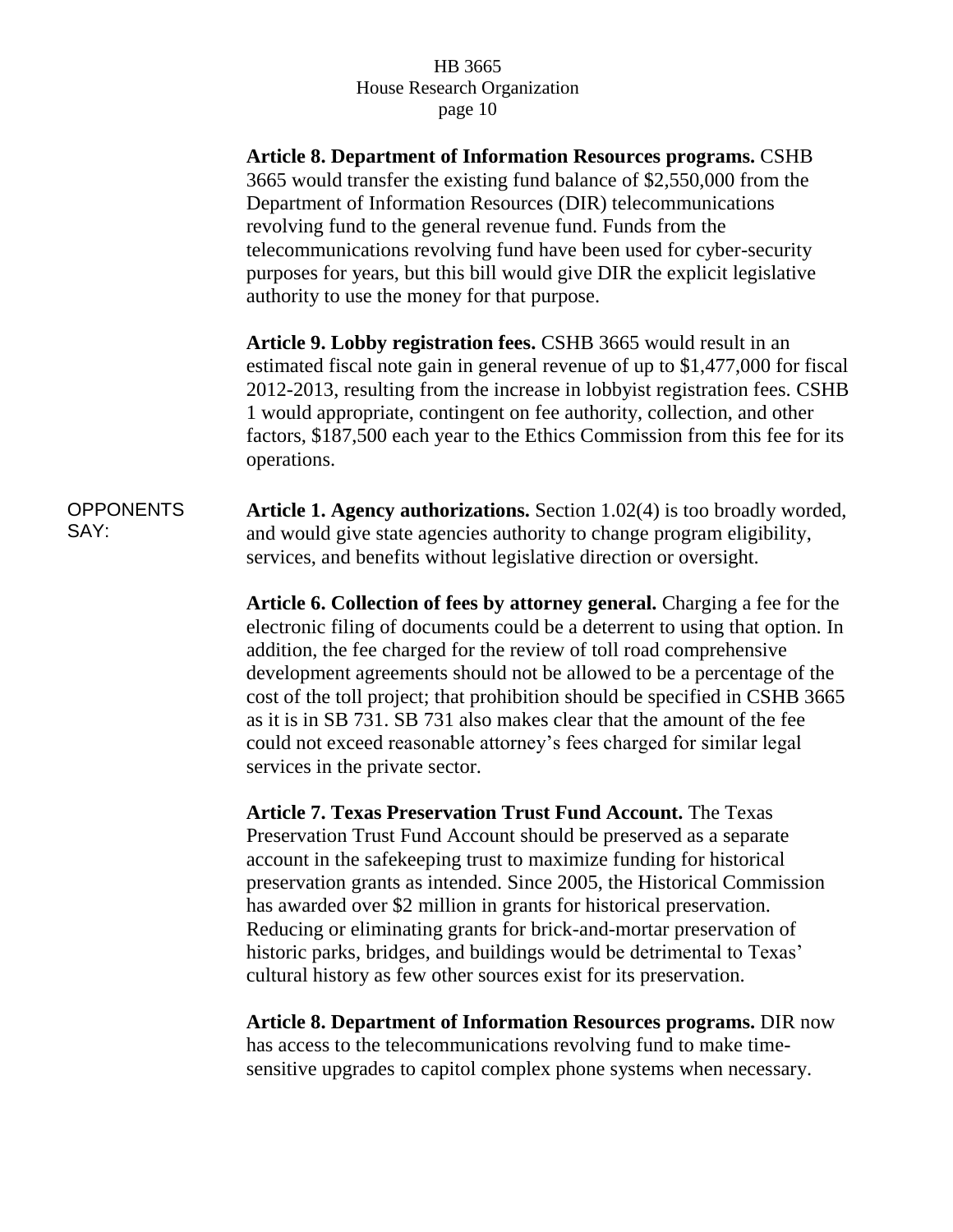**Article 8. Department of Information Resources programs.** CSHB 3665 would transfer the existing fund balance of $2,550,000 from the Department of Information Resources (DIR) telecommunications revolving fund to the general revenue fund. Funds from the telecommunications revolving fund have been used for cyber-security purposes for years, but this bill would give DIR the explicit legislative authority to use the money for that purpose.

**Article 9. Lobby registration fees.** CSHB 3665 would result in an estimated fiscal note gain in general revenue of up to $1,477,000 for fiscal 2012-2013, resulting from the increase in lobbyist registration fees. CSHB 1 would appropriate, contingent on fee authority, collection, and other factors, $187,500 each year to the Ethics Commission from this fee for its operations.

OPPONENTS SAY:

**Article 1. Agency authorizations.** Section 1.02(4) is too broadly worded, and would give state agencies authority to change program eligibility, services, and benefits without legislative direction or oversight.

**Article 6. Collection of fees by attorney general.** Charging a fee for the electronic filing of documents could be a deterrent to using that option. In addition, the fee charged for the review of toll road comprehensive development agreements should not be allowed to be a percentage of the cost of the toll project; that prohibition should be specified in CSHB 3665 as it is in SB 731. SB 731 also makes clear that the amount of the fee could not exceed reasonable attorney's fees charged for similar legal services in the private sector.

**Article 7. Texas Preservation Trust Fund Account.** The Texas Preservation Trust Fund Account should be preserved as a separate account in the safekeeping trust to maximize funding for historical preservation grants as intended. Since 2005, the Historical Commission has awarded over $2 million in grants for historical preservation. Reducing or eliminating grants for brick-and-mortar preservation of historic parks, bridges, and buildings would be detrimental to Texas' cultural history as few other sources exist for its preservation.

**Article 8. Department of Information Resources programs.** DIR now has access to the telecommunications revolving fund to make time-sensitive upgrades to capitol complex phone systems when necessary.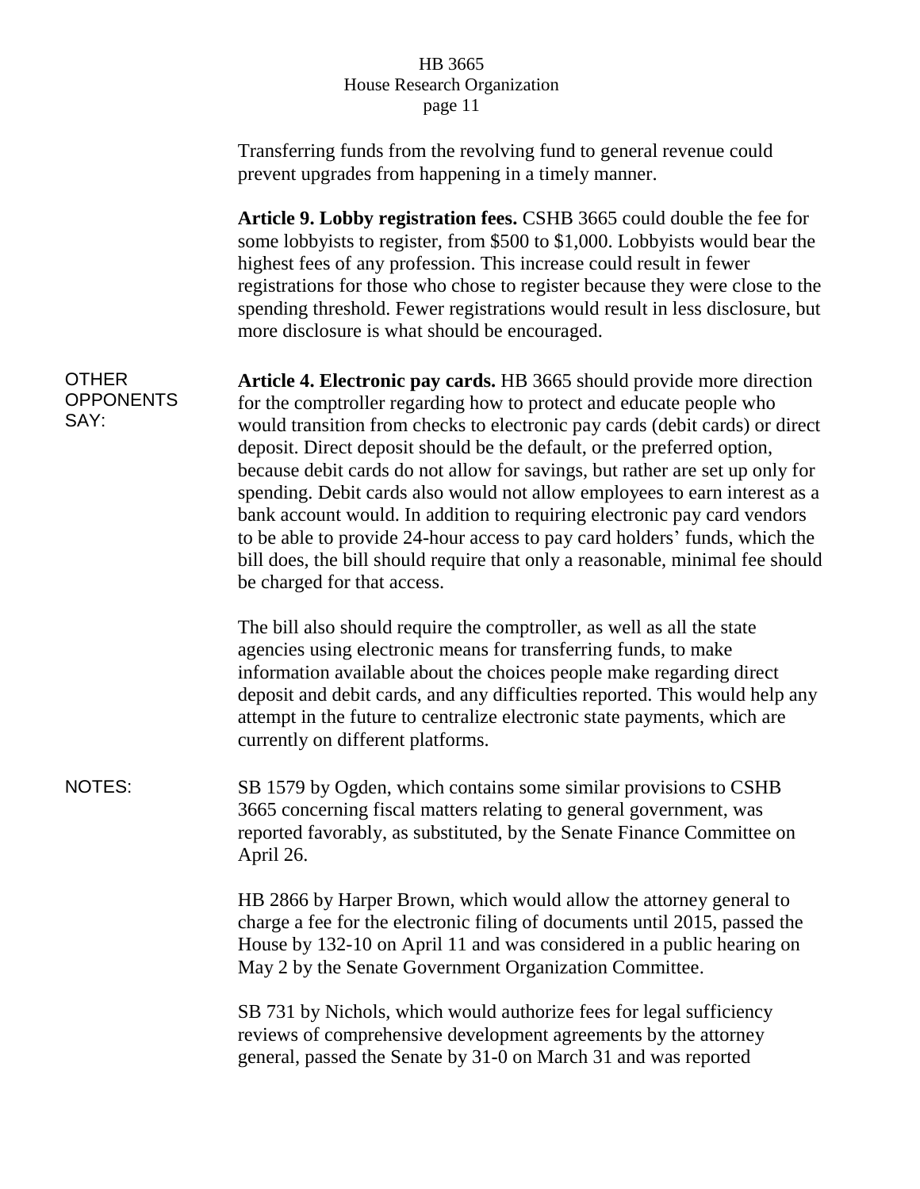Transferring funds from the revolving fund to general revenue could prevent upgrades from happening in a timely manner.

**Article 9. Lobby registration fees.** CSHB 3665 could double the fee for some lobbyists to register, from $500 to $1,000. Lobbyists would bear the highest fees of any profession. This increase could result in fewer registrations for those who chose to register because they were close to the spending threshold. Fewer registrations would result in less disclosure, but more disclosure is what should be encouraged.

OTHER OPPONENTS SAY:

**Article 4. Electronic pay cards.** HB 3665 should provide more direction for the comptroller regarding how to protect and educate people who would transition from checks to electronic pay cards (debit cards) or direct deposit. Direct deposit should be the default, or the preferred option, because debit cards do not allow for savings, but rather are set up only for spending. Debit cards also would not allow employees to earn interest as a bank account would. In addition to requiring electronic pay card vendors to be able to provide 24-hour access to pay card holders' funds, which the bill does, the bill should require that only a reasonable, minimal fee should be charged for that access.

The bill also should require the comptroller, as well as all the state agencies using electronic means for transferring funds, to make information available about the choices people make regarding direct deposit and debit cards, and any difficulties reported. This would help any attempt in the future to centralize electronic state payments, which are currently on different platforms.

NOTES:

SB 1579 by Ogden, which contains some similar provisions to CSHB 3665 concerning fiscal matters relating to general government, was reported favorably, as substituted, by the Senate Finance Committee on April 26.

HB 2866 by Harper Brown, which would allow the attorney general to charge a fee for the electronic filing of documents until 2015, passed the House by 132-10 on April 11 and was considered in a public hearing on May 2 by the Senate Government Organization Committee.

SB 731 by Nichols, which would authorize fees for legal sufficiency reviews of comprehensive development agreements by the attorney general, passed the Senate by 31-0 on March 31 and was reported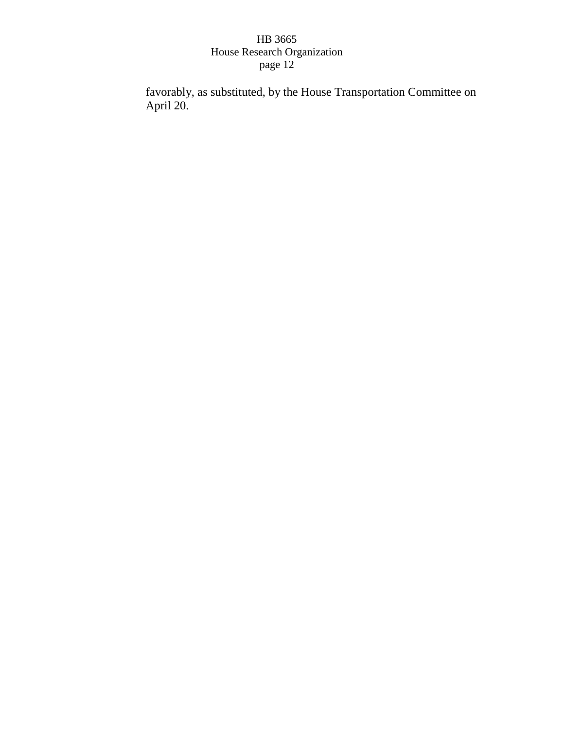favorably, as substituted, by the House Transportation Committee on April 20.